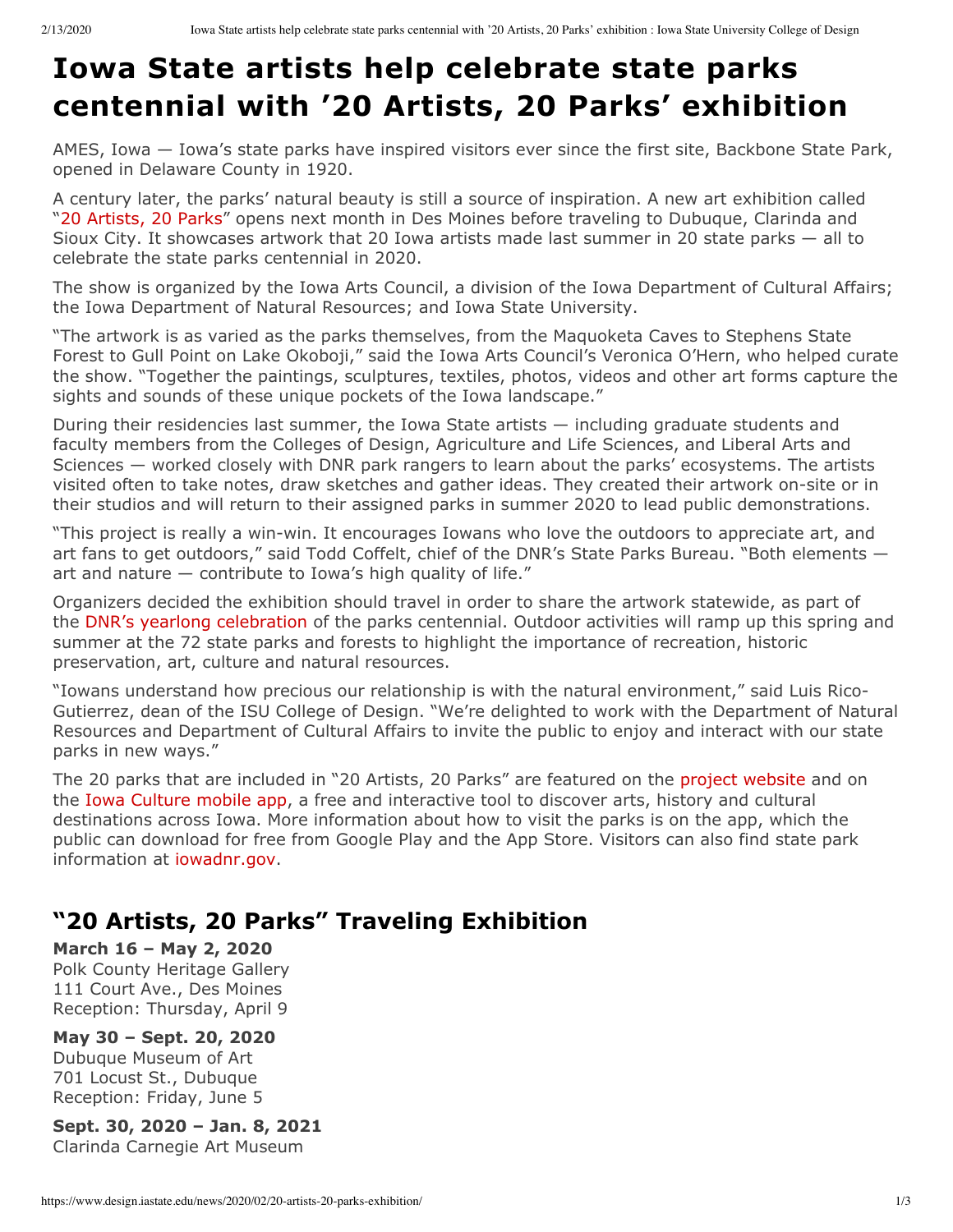# Iowa State artists help celebrate state parks centennial with '20 Artists, 20 Parks' exhibition

AMES, Iowa — Iowa's state parks have inspired visitors ever since the first site, Backbone State Park, opened in Delaware County in 1920.

A century later, the parks' natural beauty is still a source of inspiration. A new art exhibition called "20 Artists, 20 Parks" opens next month in Des Moines before traveling to Dubuque, Clarinda and Sioux City. It showcases artwork that 20 Iowa artists made last summer in 20 state parks — all to celebrate the state parks centennial in 2020.

The show is organized by the Iowa Arts Council, a division of the Iowa Department of Cultural Affairs; the Iowa Department of Natural Resources; and Iowa State University.

"The artwork is as varied as the parks themselves, from the Maquoketa Caves to Stephens State Forest to Gull Point on Lake Okoboji," said the Iowa Arts Council's Veronica O'Hern, who helped curate the show. "Together the paintings, sculptures, textiles, photos, videos and other art forms capture the sights and sounds of these unique pockets of the Iowa landscape."

During their residencies last summer, the Iowa State artists — including graduate students and faculty members from the Colleges of Design, Agriculture and Life Sciences, and Liberal Arts and Sciences — worked closely with DNR park rangers to learn about the parks' ecosystems. The artists visited often to take notes, draw sketches and gather ideas. They created their artwork on-site or in their studios and will return to their assigned parks in summer 2020 to lead public demonstrations.

"This project is really a win-win. It encourages Iowans who love the outdoors to appreciate art, and art fans to get outdoors," said Todd Coffelt, chief of the DNR's State Parks Bureau. "Both elements — art and nature — contribute to Iowa's high quality of life."

Organizers decided the exhibition should travel in order to share the artwork statewide, as part of the DNR's yearlong celebration of the parks centennial. Outdoor activities will ramp up this spring and summer at the 72 state parks and forests to highlight the importance of recreation, historic preservation, art, culture and natural resources.

"Iowans understand how precious our relationship is with the natural environment," said Luis Rico-Gutierrez, dean of the ISU College of Design. "We're delighted to work with the Department of Natural Resources and Department of Cultural Affairs to invite the public to enjoy and interact with our state parks in new ways."

The 20 parks that are included in "20 Artists, 20 Parks" are featured on the project website and on the Iowa Culture mobile app, a free and interactive tool to discover arts, history and cultural destinations across Iowa. More information about how to visit the parks is on the app, which the public can download for free from Google Play and the App Store. Visitors can also find state park information at iowadnr.gov.

## "20 Artists, 20 Parks" Traveling Exhibition

**March 16 – May 2, 2020**
Polk County Heritage Gallery
111 Court Ave., Des Moines
Reception: Thursday, April 9

**May 30 – Sept. 20, 2020**
Dubuque Museum of Art
701 Locust St., Dubuque
Reception: Friday, June 5

**Sept. 30, 2020 – Jan. 8, 2021**
Clarinda Carnegie Art Museum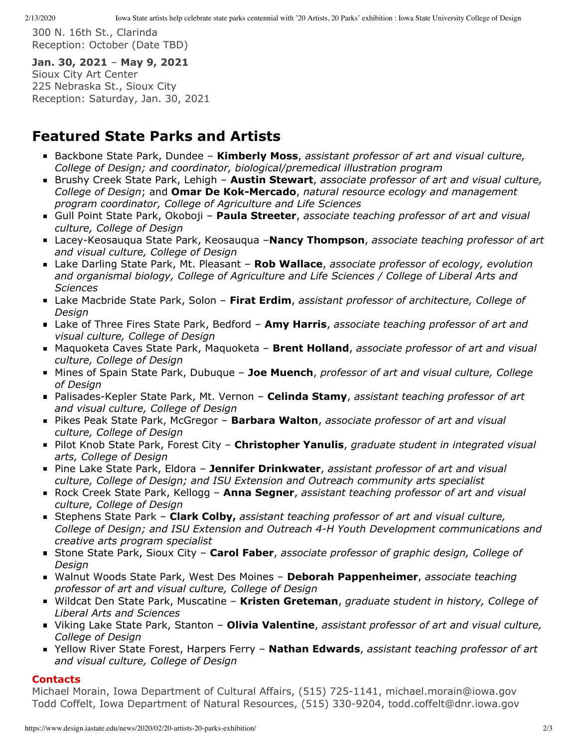300 N. 16th St., Clarinda
Reception: October (Date TBD)

**Jan. 30, 2021** – **May 9, 2021**
Sioux City Art Center
225 Nebraska St., Sioux City
Reception: Saturday, Jan. 30, 2021

## Featured State Parks and Artists

- Backbone State Park, Dundee – **Kimberly Moss**, *assistant professor of art and visual culture, College of Design; and coordinator, biological/premedical illustration program*
- Brushy Creek State Park, Lehigh – **Austin Stewart**, *associate professor of art and visual culture, College of Design*; and **Omar De Kok-Mercado**, *natural resource ecology and management program coordinator, College of Agriculture and Life Sciences*
- Gull Point State Park, Okoboji – **Paula Streeter**, *associate teaching professor of art and visual culture, College of Design*
- Lacey-Keosauqua State Park, Keosauqua –**Nancy Thompson**, *associate teaching professor of art and visual culture, College of Design*
- Lake Darling State Park, Mt. Pleasant – **Rob Wallace**, *associate professor of ecology, evolution and organismal biology, College of Agriculture and Life Sciences / College of Liberal Arts and Sciences*
- Lake Macbride State Park, Solon – **Firat Erdim**, *assistant professor of architecture, College of Design*
- Lake of Three Fires State Park, Bedford – **Amy Harris**, *associate teaching professor of art and visual culture, College of Design*
- Maquoketa Caves State Park, Maquoketa – **Brent Holland**, *associate professor of art and visual culture, College of Design*
- Mines of Spain State Park, Dubuque – **Joe Muench**, *professor of art and visual culture, College of Design*
- Palisades-Kepler State Park, Mt. Vernon – **Celinda Stamy**, *assistant teaching professor of art and visual culture, College of Design*
- Pikes Peak State Park, McGregor – **Barbara Walton**, *associate professor of art and visual culture, College of Design*
- Pilot Knob State Park, Forest City – **Christopher Yanulis**, *graduate student in integrated visual arts, College of Design*
- Pine Lake State Park, Eldora – **Jennifer Drinkwater**, *assistant professor of art and visual culture, College of Design; and ISU Extension and Outreach community arts specialist*
- Rock Creek State Park, Kellogg – **Anna Segner**, *assistant teaching professor of art and visual culture, College of Design*
- Stephens State Park – **Clark Colby,** *assistant teaching professor of art and visual culture, College of Design; and ISU Extension and Outreach 4-H Youth Development communications and creative arts program specialist*
- Stone State Park, Sioux City – **Carol Faber**, *associate professor of graphic design, College of Design*
- Walnut Woods State Park, West Des Moines – **Deborah Pappenheimer**, *associate teaching professor of art and visual culture, College of Design*
- Wildcat Den State Park, Muscatine – **Kristen Greteman**, *graduate student in history, College of Liberal Arts and Sciences*
- Viking Lake State Park, Stanton – **Olivia Valentine**, *assistant professor of art and visual culture, College of Design*
- Yellow River State Forest, Harpers Ferry – **Nathan Edwards**, *assistant teaching professor of art and visual culture, College of Design*

### Contacts

Michael Morain, Iowa Department of Cultural Affairs, (515) 725-1141, michael.morain@iowa.gov
Todd Coffelt, Iowa Department of Natural Resources, (515) 330-9204, todd.coffelt@dnr.iowa.gov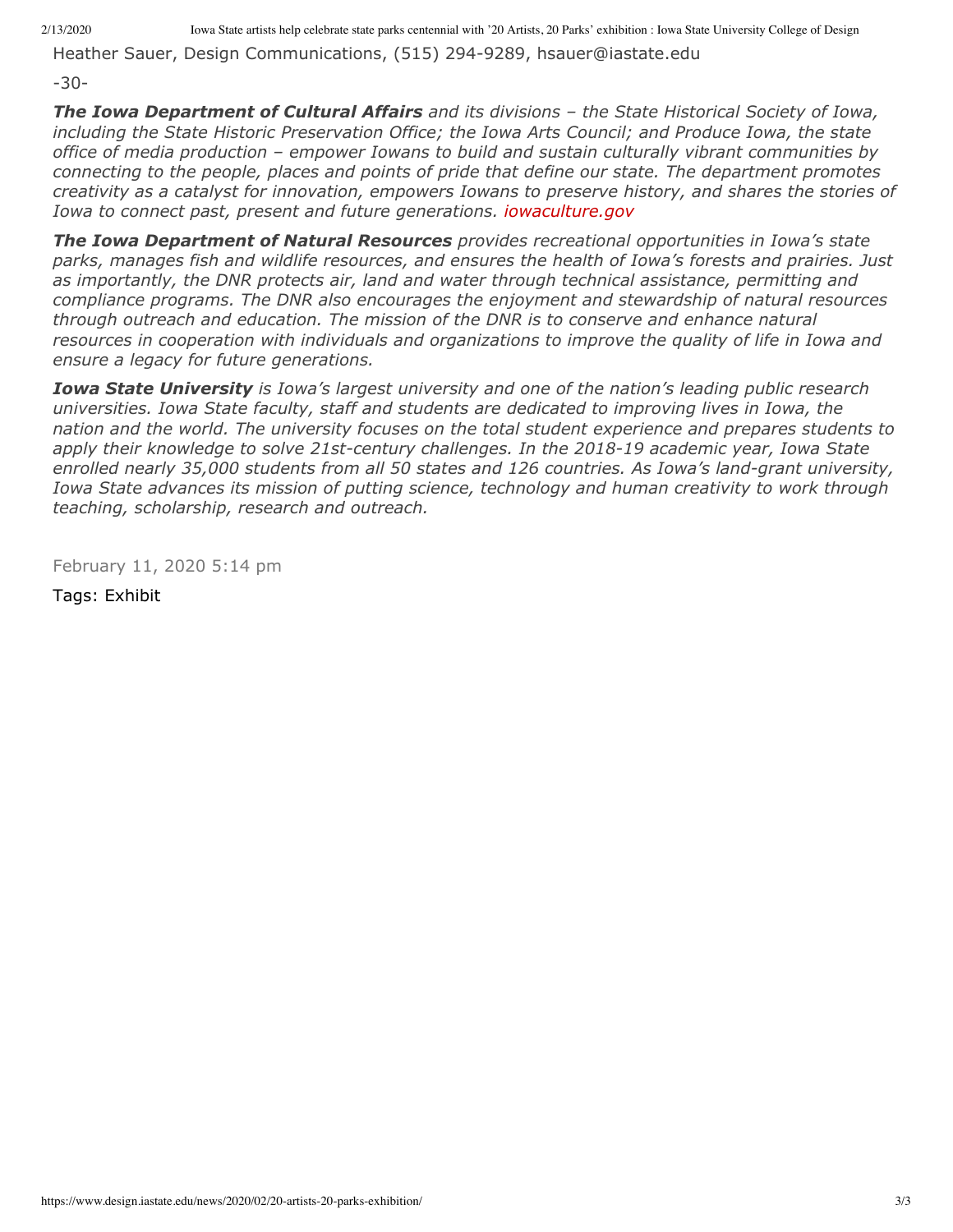Heather Sauer, Design Communications, (515) 294-9289, hsauer@iastate.edu

-30-

***The Iowa Department of Cultural Affairs*** *and its divisions – the State Historical Society of Iowa, including the State Historic Preservation Office; the Iowa Arts Council; and Produce Iowa, the state office of media production – empower Iowans to build and sustain culturally vibrant communities by connecting to the people, places and points of pride that define our state. The department promotes creativity as a catalyst for innovation, empowers Iowans to preserve history, and shares the stories of Iowa to connect past, present and future generations. iowaculture.gov*

***The Iowa Department of Natural Resources*** *provides recreational opportunities in Iowa's state parks, manages fish and wildlife resources, and ensures the health of Iowa's forests and prairies. Just as importantly, the DNR protects air, land and water through technical assistance, permitting and compliance programs. The DNR also encourages the enjoyment and stewardship of natural resources through outreach and education. The mission of the DNR is to conserve and enhance natural resources in cooperation with individuals and organizations to improve the quality of life in Iowa and ensure a legacy for future generations.*

***Iowa State University*** *is Iowa's largest university and one of the nation's leading public research universities. Iowa State faculty, staff and students are dedicated to improving lives in Iowa, the nation and the world. The university focuses on the total student experience and prepares students to apply their knowledge to solve 21st-century challenges. In the 2018-19 academic year, Iowa State enrolled nearly 35,000 students from all 50 states and 126 countries. As Iowa's land-grant university, Iowa State advances its mission of putting science, technology and human creativity to work through teaching, scholarship, research and outreach.*

February 11, 2020 5:14 pm

Tags: Exhibit